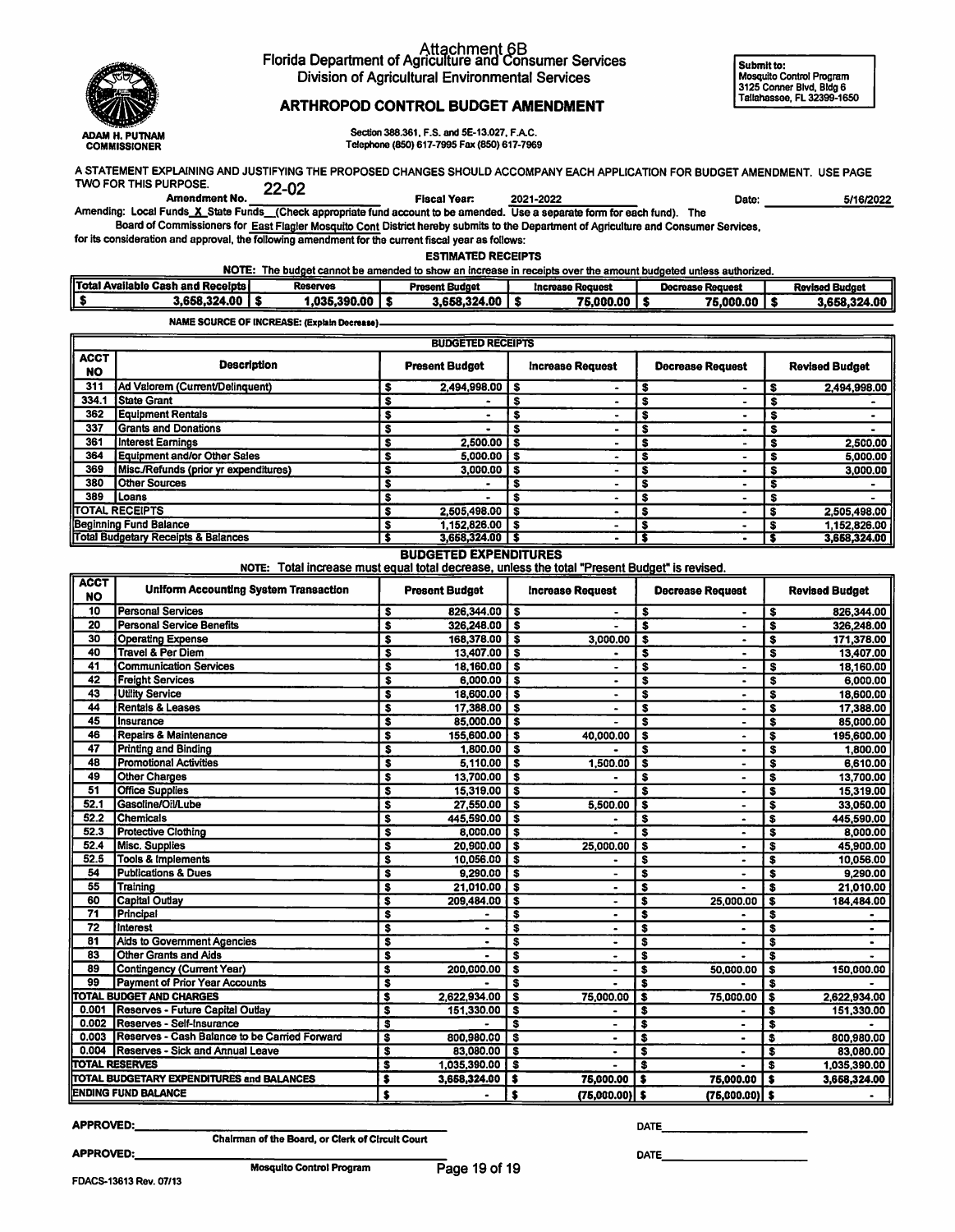# Attachment 6B

Florida Department of Agriculture and Consumer Services
Division of Agricultural Environmental Services

**Submit to:**
Mosquito Control Program
3125 Conner Blvd, Bldg 6
Tallahassee, FL 32399-1650

ADAM H. PUTNAM
COMMISSIONER

## ARTHROPOD CONTROL BUDGET AMENDMENT

Section 388.361, F.S. and 5E-13.027, F.A.C.
Telephone (850) 617-7995 Fax (850) 617-7969

A STATEMENT EXPLAINING AND JUSTIFYING THE PROPOSED CHANGES SHOULD ACCOMPANY EACH APPLICATION FOR BUDGET AMENDMENT. USE PAGE TWO FOR THIS PURPOSE.

**Amendment No.** 22-02 **Fiscal Year:** 2021-2022 **Date:** 5/16/2022

Amending: Local Funds X State Funds __ (Check appropriate fund account to be amended. Use a separate form for each fund). The Board of Commissioners for East Flagler Mosquito Cont District hereby submits to the Department of Agriculture and Consumer Services, for its consideration and approval, the following amendment for the current fiscal year as follows:

### ESTIMATED RECEIPTS

**NOTE:** The budget cannot be amended to show an increase in receipts over the amount budgeted unless authorized.

| Total Available Cash and Receipts | Reserves | Present Budget | Increase Request | Decrease Request | Revised Budget |
|---|---|---|---|---|---|
| $ 3,658,324.00 | $ 1,035,390.00 | $ 3,658,324.00 | $ 75,000.00 | $ 75,000.00 | $ 3,658,324.00 |

**NAME SOURCE OF INCREASE: (Explain Decrease)** ______

### BUDGETED RECEIPTS

| ACCT NO | Description | Present Budget | Increase Request | Decrease Request | Revised Budget |
|---|---|---|---|---|---|
| 311 | Ad Valorem (Current/Delinquent) | $ 2,494,998.00 | $ - | $ - | $ 2,494,998.00 |
| 334.1 | State Grant | $ - | $ - | $ - | $ - |
| 362 | Equipment Rentals | $ - | $ - | $ - | $ - |
| 337 | Grants and Donations | $ - | $ - | $ - | $ - |
| 361 | Interest Earnings | $ 2,500.00 | $ - | $ - | $ 2,500.00 |
| 364 | Equipment and/or Other Sales | $ 5,000.00 | $ - | $ - | $ 5,000.00 |
| 369 | Misc./Refunds (prior yr expenditures) | $ 3,000.00 | $ - | $ - | $ 3,000.00 |
| 380 | Other Sources | $ - | $ - | $ - | $ - |
| 389 | Loans | $ - | $ - | $ - | $ - |
| TOTAL RECEIPTS | | $ 2,505,498.00 | $ - | $ - | $ 2,505,498.00 |
| Beginning Fund Balance | | $ 1,152,826.00 | $ - | $ - | $ 1,152,826.00 |
| Total Budgetary Receipts & Balances | | $ 3,658,324.00 | $ - | $ - | $ 3,658,324.00 |

### BUDGETED EXPENDITURES

**NOTE:** Total increase must equal total decrease, unless the total "Present Budget" is revised.

| ACCT NO | Uniform Accounting System Transaction | Present Budget | Increase Request | Decrease Request | Revised Budget |
|---|---|---|---|---|---|
| 10 | Personal Services | $ 826,344.00 | $ - | $ - | $ 826,344.00 |
| 20 | Personal Service Benefits | $ 326,248.00 | $ - | $ - | $ 326,248.00 |
| 30 | Operating Expense | $ 168,378.00 | $ 3,000.00 | $ - | $ 171,378.00 |
| 40 | Travel & Per Diem | $ 13,407.00 | $ - | $ - | $ 13,407.00 |
| 41 | Communication Services | $ 18,160.00 | $ - | $ - | $ 18,160.00 |
| 42 | Freight Services | $ 6,000.00 | $ - | $ - | $ 6,000.00 |
| 43 | Utility Service | $ 18,600.00 | $ - | $ - | $ 18,600.00 |
| 44 | Rentals & Leases | $ 17,388.00 | $ - | $ - | $ 17,388.00 |
| 45 | Insurance | $ 85,000.00 | $ - | $ - | $ 85,000.00 |
| 46 | Repairs & Maintenance | $ 155,600.00 | $ 40,000.00 | $ - | $ 195,600.00 |
| 47 | Printing and Binding | $ 1,800.00 | $ - | $ - | $ 1,800.00 |
| 48 | Promotional Activities | $ 5,110.00 | $ 1,500.00 | $ - | $ 6,610.00 |
| 49 | Other Charges | $ 13,700.00 | $ - | $ - | $ 13,700.00 |
| 51 | Office Supplies | $ 15,319.00 | $ - | $ - | $ 15,319.00 |
| 52.1 | Gasoline/Oil/Lube | $ 27,550.00 | $ 5,500.00 | $ - | $ 33,050.00 |
| 52.2 | Chemicals | $ 445,590.00 | $ - | $ - | $ 445,590.00 |
| 52.3 | Protective Clothing | $ 8,000.00 | $ - | $ - | $ 8,000.00 |
| 52.4 | Misc. Supplies | $ 20,900.00 | $ 25,000.00 | $ - | $ 45,900.00 |
| 52.5 | Tools & Implements | $ 10,056.00 | $ - | $ - | $ 10,056.00 |
| 54 | Publications & Dues | $ 9,290.00 | $ - | $ - | $ 9,290.00 |
| 55 | Training | $ 21,010.00 | $ - | $ - | $ 21,010.00 |
| 60 | Capital Outlay | $ 209,484.00 | $ - | $ 25,000.00 | $ 184,484.00 |
| 71 | Principal | $ - | $ - | $ - | $ - |
| 72 | Interest | $ - | $ - | $ - | $ - |
| 81 | Aids to Government Agencies | $ - | $ - | $ - | $ - |
| 83 | Other Grants and Aids | $ - | $ - | $ - | $ - |
| 89 | Contingency (Current Year) | $ 200,000.00 | $ - | $ 50,000.00 | $ 150,000.00 |
| 99 | Payment of Prior Year Accounts | $ - | $ - | $ - | $ - |
| TOTAL BUDGET AND CHARGES | | $ 2,622,934.00 | $ 75,000.00 | $ 75,000.00 | $ 2,622,934.00 |
| 0.001 | Reserves - Future Capital Outlay | $ 151,330.00 | $ - | $ - | $ 151,330.00 |
| 0.002 | Reserves - Self-Insurance | $ - | $ - | $ - | $ - |
| 0.003 | Reserves - Cash Balance to be Carried Forward | $ 800,980.00 | $ - | $ - | $ 800,980.00 |
| 0.004 | Reserves - Sick and Annual Leave | $ 83,080.00 | $ - | $ - | $ 83,080.00 |
| TOTAL RESERVES | | $ 1,035,390.00 | $ - | $ - | $ 1,035,390.00 |
| TOTAL BUDGETARY EXPENDITURES and BALANCES | | $ 3,658,324.00 | $ 75,000.00 | $ 75,000.00 | $ 3,658,324.00 |
| ENDING FUND BALANCE | | $ - | $ (75,000.00) | $ (75,000.00) | $ - |

APPROVED: ______________________________ DATE ______________
Chairman of the Board, or Clerk of Circuit Court

APPROVED: ______________________________ DATE ______________
Mosquito Control Program

FDACS-13613 Rev. 07/13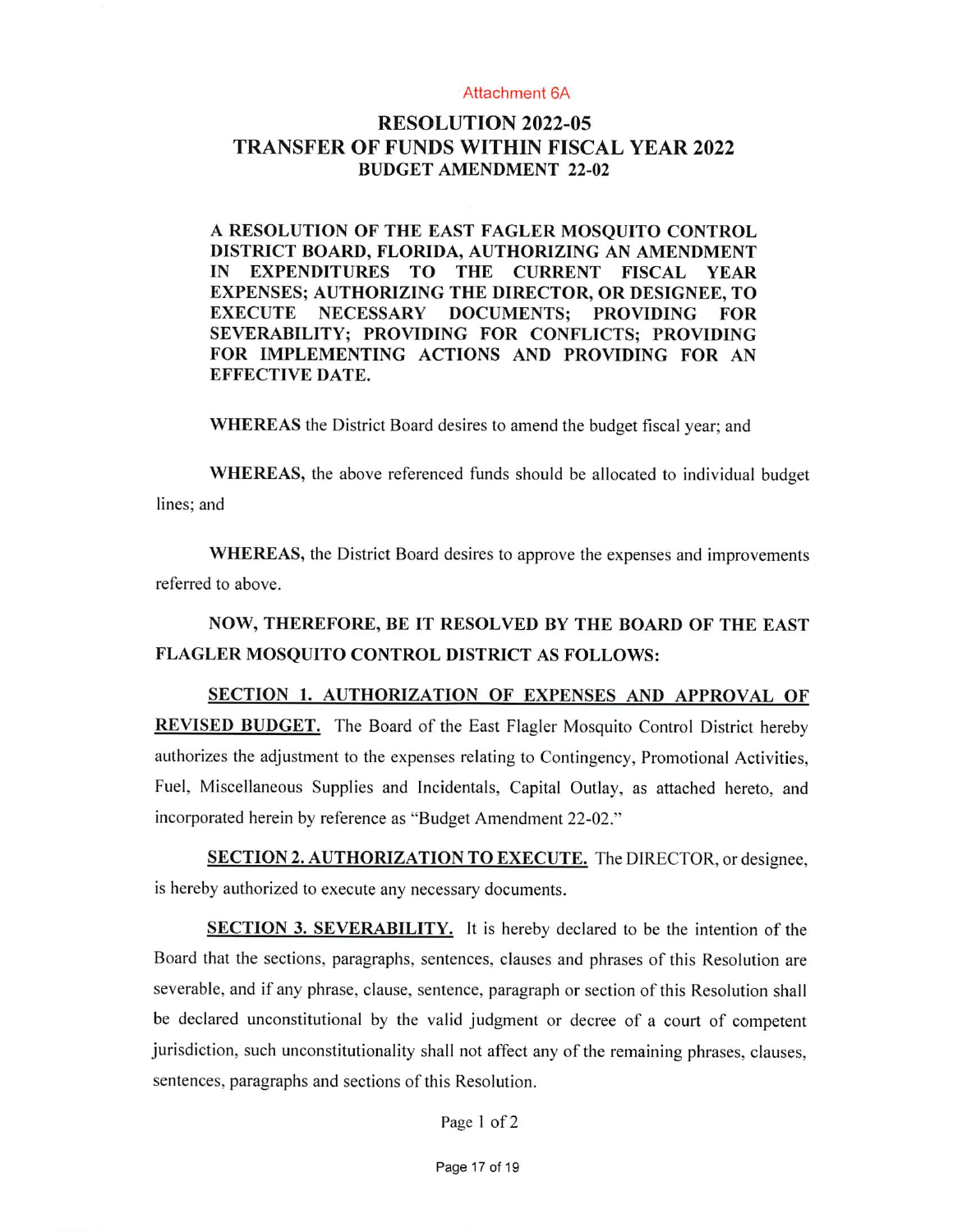Attachment 6A

# RESOLUTION 2022-05
# TRANSFER OF FUNDS WITHIN FISCAL YEAR 2022
## BUDGET AMENDMENT 22-02

**A RESOLUTION OF THE EAST FAGLER MOSQUITO CONTROL DISTRICT BOARD, FLORIDA, AUTHORIZING AN AMENDMENT IN EXPENDITURES TO THE CURRENT FISCAL YEAR EXPENSES; AUTHORIZING THE DIRECTOR, OR DESIGNEE, TO EXECUTE NECESSARY DOCUMENTS; PROVIDING FOR SEVERABILITY; PROVIDING FOR CONFLICTS; PROVIDING FOR IMPLEMENTING ACTIONS AND PROVIDING FOR AN EFFECTIVE DATE.**

**WHEREAS** the District Board desires to amend the budget fiscal year; and

**WHEREAS,** the above referenced funds should be allocated to individual budget lines; and

**WHEREAS,** the District Board desires to approve the expenses and improvements referred to above.

**NOW, THEREFORE, BE IT RESOLVED BY THE BOARD OF THE EAST FLAGLER MOSQUITO CONTROL DISTRICT AS FOLLOWS:**

**SECTION 1. AUTHORIZATION OF EXPENSES AND APPROVAL OF REVISED BUDGET.** The Board of the East Flagler Mosquito Control District hereby authorizes the adjustment to the expenses relating to Contingency, Promotional Activities, Fuel, Miscellaneous Supplies and Incidentals, Capital Outlay, as attached hereto, and incorporated herein by reference as "Budget Amendment 22-02."

**SECTION 2. AUTHORIZATION TO EXECUTE.** The DIRECTOR, or designee, is hereby authorized to execute any necessary documents.

**SECTION 3. SEVERABILITY.** It is hereby declared to be the intention of the Board that the sections, paragraphs, sentences, clauses and phrases of this Resolution are severable, and if any phrase, clause, sentence, paragraph or section of this Resolution shall be declared unconstitutional by the valid judgment or decree of a court of competent jurisdiction, such unconstitutionality shall not affect any of the remaining phrases, clauses, sentences, paragraphs and sections of this Resolution.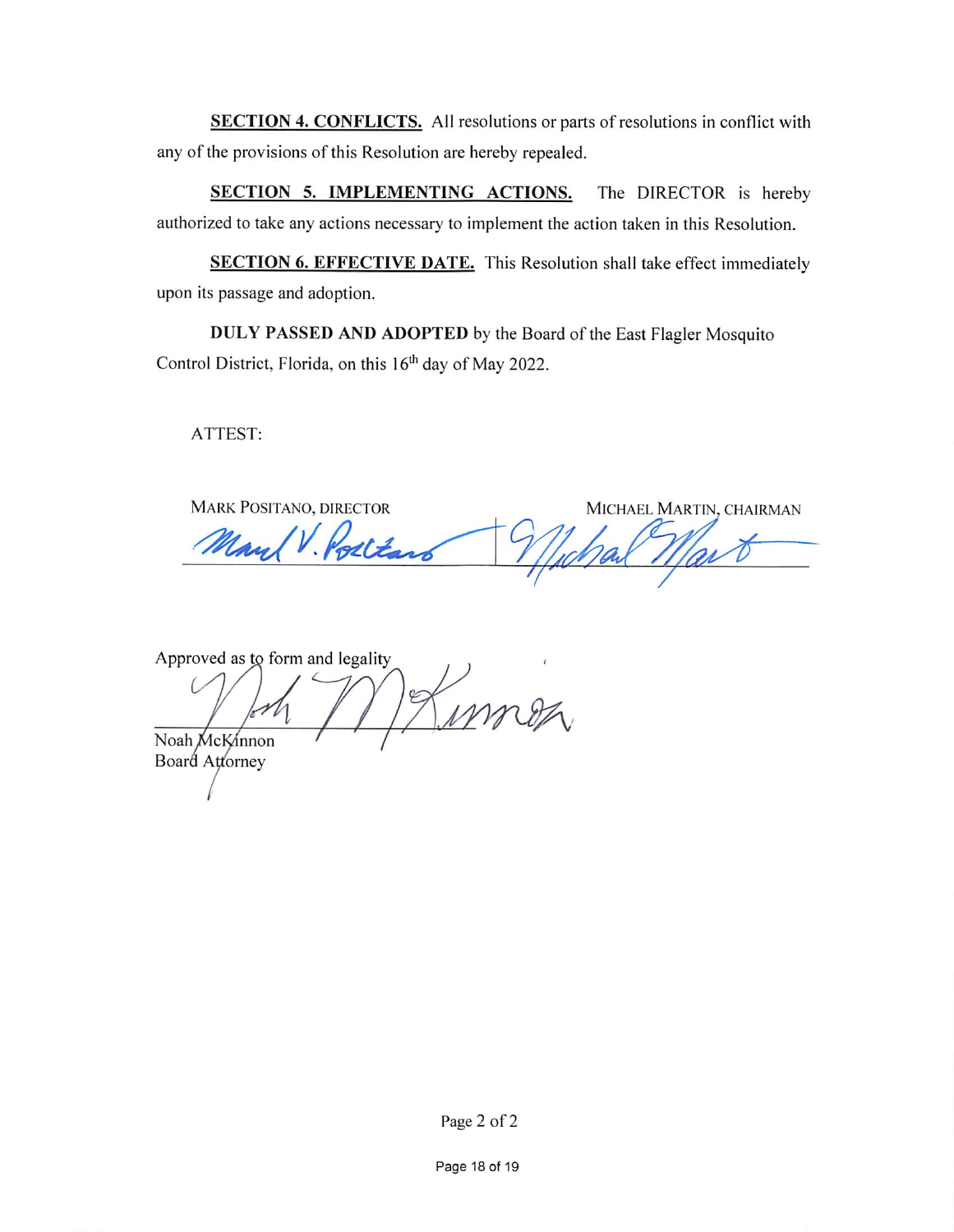**SECTION 4. CONFLICTS.** All resolutions or parts of resolutions in conflict with any of the provisions of this Resolution are hereby repealed.

**SECTION 5. IMPLEMENTING ACTIONS.** The DIRECTOR is hereby authorized to take any actions necessary to implement the action taken in this Resolution.

**SECTION 6. EFFECTIVE DATE.** This Resolution shall take effect immediately upon its passage and adoption.

**DULY PASSED AND ADOPTED** by the Board of the East Flagler Mosquito Control District, Florida, on this 16th day of May 2022.

ATTEST:

MARK POSITANO, DIRECTOR

MICHAEL MARTIN, CHAIRMAN

Approved as to form and legality

Noah McKinnon
Board Attorney